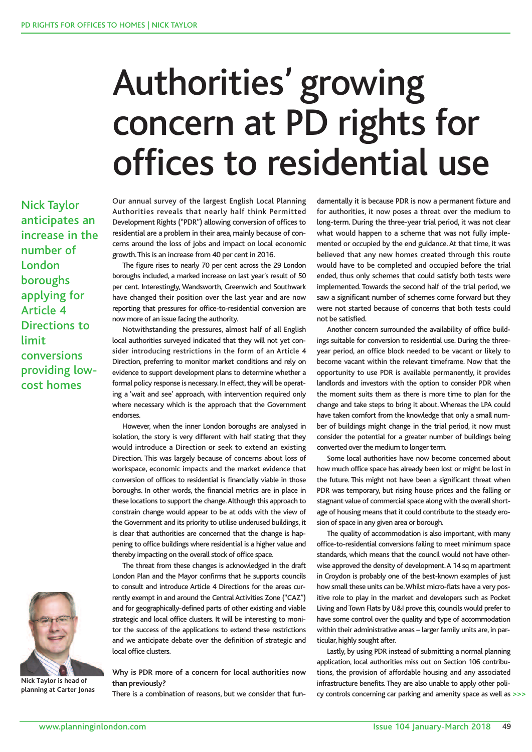# Authorities' growing concern at PD rights for offices to residential use

**Nick Taylor anticipates an increase in the number of London boroughs applying for Article 4 Directions to limit conversions providing low-cost homes**

Nick Taylor is head of planning at Carter Jonas

Our annual survey of the largest English Local Planning Authorities reveals that nearly half think Permitted Development Rights ("PDR") allowing conversion of offices to residential are a problem in their area, mainly because of concerns around the loss of jobs and impact on local economic growth. This is an increase from 40 per cent in 2016.

The figure rises to nearly 70 per cent across the 29 London boroughs included, a marked increase on last year's result of 50 per cent. Interestingly, Wandsworth, Greenwich and Southwark have changed their position over the last year and are now reporting that pressures for office-to-residential conversion are now more of an issue facing the authority.

Notwithstanding the pressures, almost half of all English local authorities surveyed indicated that they will not yet consider introducing restrictions in the form of an Article 4 Direction, preferring to monitor market conditions and rely on evidence to support development plans to determine whether a formal policy response is necessary. In effect, they will be operating a 'wait and see' approach, with intervention required only where necessary which is the approach that the Government endorses.

However, when the inner London boroughs are analysed in isolation, the story is very different with half stating that they would introduce a Direction or seek to extend an existing Direction. This was largely because of concerns about loss of workspace, economic impacts and the market evidence that conversion of offices to residential is financially viable in those boroughs. In other words, the financial metrics are in place in these locations to support the change. Although this approach to constrain change would appear to be at odds with the view of the Government and its priority to utilise underused buildings, it is clear that authorities are concerned that the change is happening to office buildings where residential is a higher value and thereby impacting on the overall stock of office space.

The threat from these changes is acknowledged in the draft London Plan and the Mayor confirms that he supports councils to consult and introduce Article 4 Directions for the areas currently exempt in and around the Central Activities Zone ("CAZ") and for geographically-defined parts of other existing and viable strategic and local office clusters. It will be interesting to monitor the success of the applications to extend these restrictions and we anticipate debate over the definition of strategic and local office clusters.

**Why is PDR more of a concern for local authorities now than previously?**

There is a combination of reasons, but we consider that fundamentally it is because PDR is now a permanent fixture and for authorities, it now poses a threat over the medium to long-term. During the three-year trial period, it was not clear what would happen to a scheme that was not fully implemented or occupied by the end guidance. At that time, it was believed that any new homes created through this route would have to be completed and occupied before the trial ended, thus only schemes that could satisfy both tests were implemented. Towards the second half of the trial period, we saw a significant number of schemes come forward but they were not started because of concerns that both tests could not be satisfied.

Another concern surrounded the availability of office buildings suitable for conversion to residential use. During the three-year period, an office block needed to be vacant or likely to become vacant within the relevant timeframe. Now that the opportunity to use PDR is available permanently, it provides landlords and investors with the option to consider PDR when the moment suits them as there is more time to plan for the change and take steps to bring it about. Whereas the LPA could have taken comfort from the knowledge that only a small number of buildings might change in the trial period, it now must consider the potential for a greater number of buildings being converted over the medium to longer term.

Some local authorities have now become concerned about how much office space has already been lost or might be lost in the future. This might not have been a significant threat when PDR was temporary, but rising house prices and the falling or stagnant value of commercial space along with the overall shortage of housing means that it could contribute to the steady erosion of space in any given area or borough.

The quality of accommodation is also important, with many office-to-residential conversions failing to meet minimum space standards, which means that the council would not have otherwise approved the density of development. A 14 sq m apartment in Croydon is probably one of the best-known examples of just how small these units can be. Whilst micro-flats have a very positive role to play in the market and developers such as Pocket Living and Town Flats by U&I prove this, councils would prefer to have some control over the quality and type of accommodation within their administrative areas – larger family units are, in particular, highly sought after.

Lastly, by using PDR instead of submitting a normal planning application, local authorities miss out on Section 106 contributions, the provision of affordable housing and any associated infrastructure benefits. They are also unable to apply other policy controls concerning car parking and amenity space as well as >>>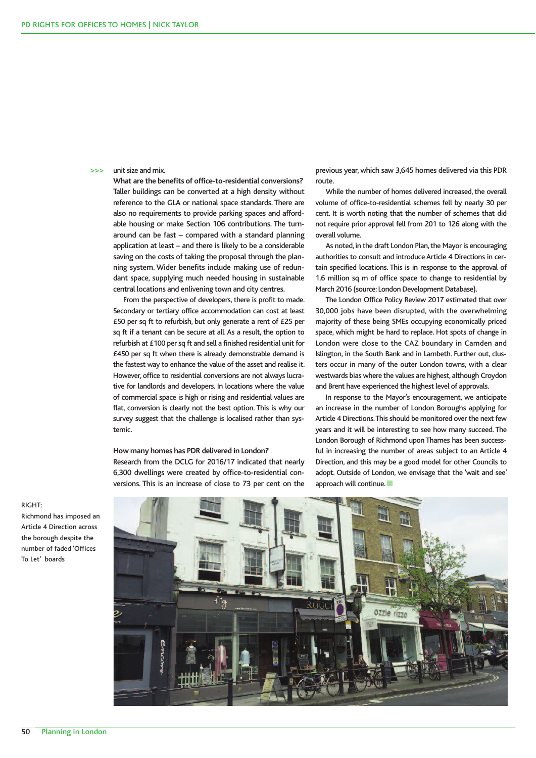unit size and mix.

**What are the benefits of office-to-residential conversions?**

Taller buildings can be converted at a high density without reference to the GLA or national space standards. There are also no requirements to provide parking spaces and affordable housing or make Section 106 contributions. The turnaround can be fast – compared with a standard planning application at least – and there is likely to be a considerable saving on the costs of taking the proposal through the planning system. Wider benefits include making use of redundant space, supplying much needed housing in sustainable central locations and enlivening town and city centres.

From the perspective of developers, there is profit to made. Secondary or tertiary office accommodation can cost at least £50 per sq ft to refurbish, but only generate a rent of £25 per sq ft if a tenant can be secure at all. As a result, the option to refurbish at £100 per sq ft and sell a finished residential unit for £450 per sq ft when there is already demonstrable demand is the fastest way to enhance the value of the asset and realise it. However, office to residential conversions are not always lucrative for landlords and developers. In locations where the value of commercial space is high or rising and residential values are flat, conversion is clearly not the best option. This is why our survey suggest that the challenge is localised rather than systemic.

**How many homes has PDR delivered in London?**

Research from the DCLG for 2016/17 indicated that nearly 6,300 dwellings were created by office-to-residential conversions. This is an increase of close to 73 per cent on the previous year, which saw 3,645 homes delivered via this PDR route.

While the number of homes delivered increased, the overall volume of office-to-residential schemes fell by nearly 30 per cent. It is worth noting that the number of schemes that did not require prior approval fell from 201 to 126 along with the overall volume.

As noted, in the draft London Plan, the Mayor is encouraging authorities to consult and introduce Article 4 Directions in certain specified locations. This is in response to the approval of 1.6 million sq m of office space to change to residential by March 2016 (source: London Development Database).

The London Office Policy Review 2017 estimated that over 30,000 jobs have been disrupted, with the overwhelming majority of these being SMEs occupying economically priced space, which might be hard to replace. Hot spots of change in London were close to the CAZ boundary in Camden and Islington, in the South Bank and in Lambeth. Further out, clusters occur in many of the outer London towns, with a clear westwards bias where the values are highest, although Croydon and Brent have experienced the highest level of approvals.

In response to the Mayor's encouragement, we anticipate an increase in the number of London Boroughs applying for Article 4 Directions. This should be monitored over the next few years and it will be interesting to see how many succeed. The London Borough of Richmond upon Thames has been successful in increasing the number of areas subject to an Article 4 Direction, and this may be a good model for other Councils to adopt. Outside of London, we envisage that the 'wait and see' approach will continue.

RIGHT:
Richmond has imposed an Article 4 Direction across the borough despite the number of faded 'Offices To Let' boards